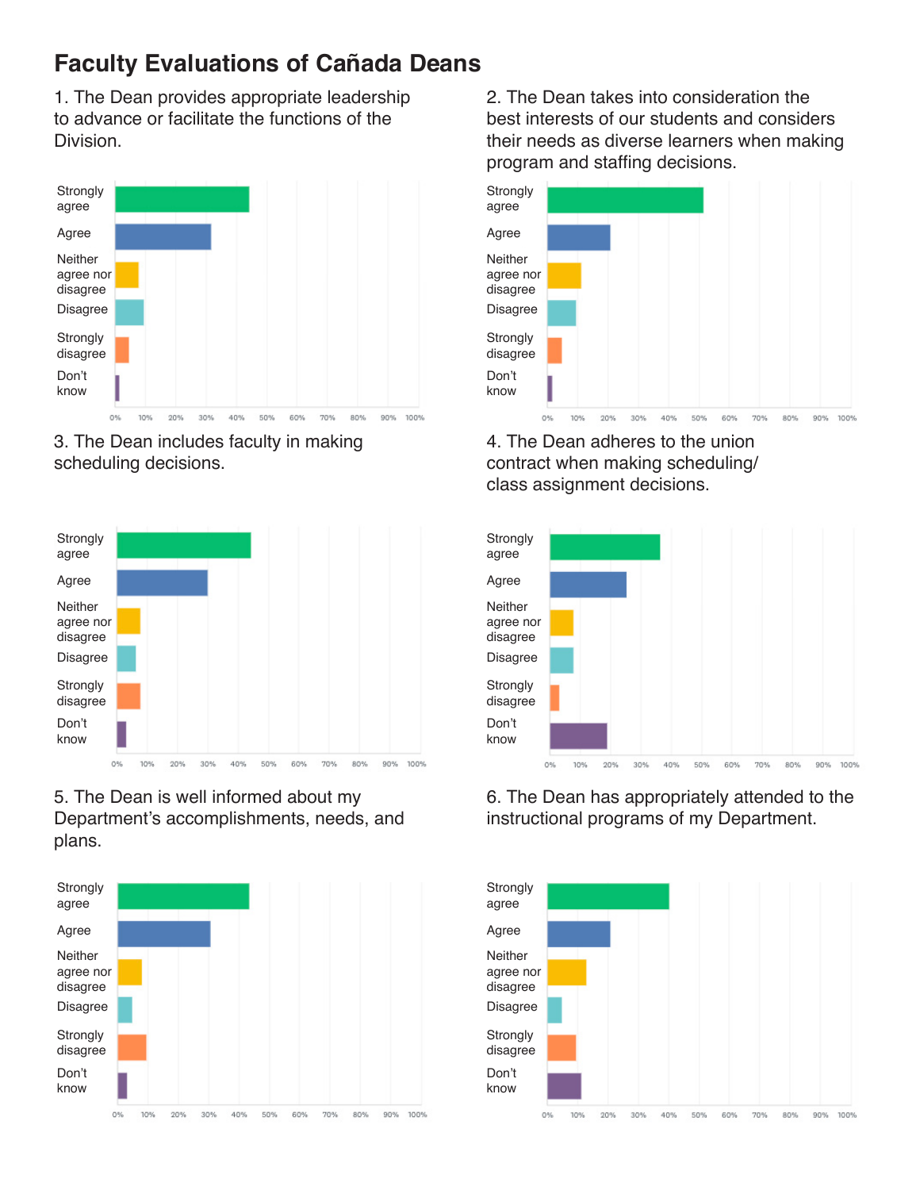# Faculty Evaluations of Cañada Deans

1. The Dean provides appropriate leadership to advance or facilitate the functions of the Division.

Strongly agree

Agree

Neither agree nor disagree

Disagree

Strongly disagree

Don't know

0% 10% 20% 30% 40% 50% 60% 70% 80% 90% 100%

2. The Dean takes into consideration the best interests of our students and considers their needs as diverse learners when making program and staffing decisions.

Strongly agree

Agree

Neither agree nor disagree

Disagree

Strongly disagree

Don't know

0% 10% 20% 30% 40% 50% 60% 70% 80% 90% 100%

3. The Dean includes faculty in making scheduling decisions.

Strongly agree

Agree

Neither agree nor disagree

Disagree

Strongly disagree

Don't know

0% 10% 20% 30% 40% 50% 60% 70% 80% 90% 100%

4. The Dean adheres to the union contract when making scheduling/ class assignment decisions.

Strongly agree

Agree

Neither agree nor disagree

Disagree

Strongly disagree

Don't know

0% 10% 20% 30% 40% 50% 60% 70% 80% 90% 100%

5. The Dean is well informed about my Department's accomplishments, needs, and plans.

Strongly agree

Agree

Neither agree nor disagree

Disagree

Strongly disagree

Don't know

0% 10% 20% 30% 40% 50% 60% 70% 80% 90% 100%

6. The Dean has appropriately attended to the instructional programs of my Department.

Strongly agree

Agree

Neither agree nor disagree

Disagree

Strongly disagree

Don't know

0% 10% 20% 30% 40% 50% 60% 70% 80% 90% 100%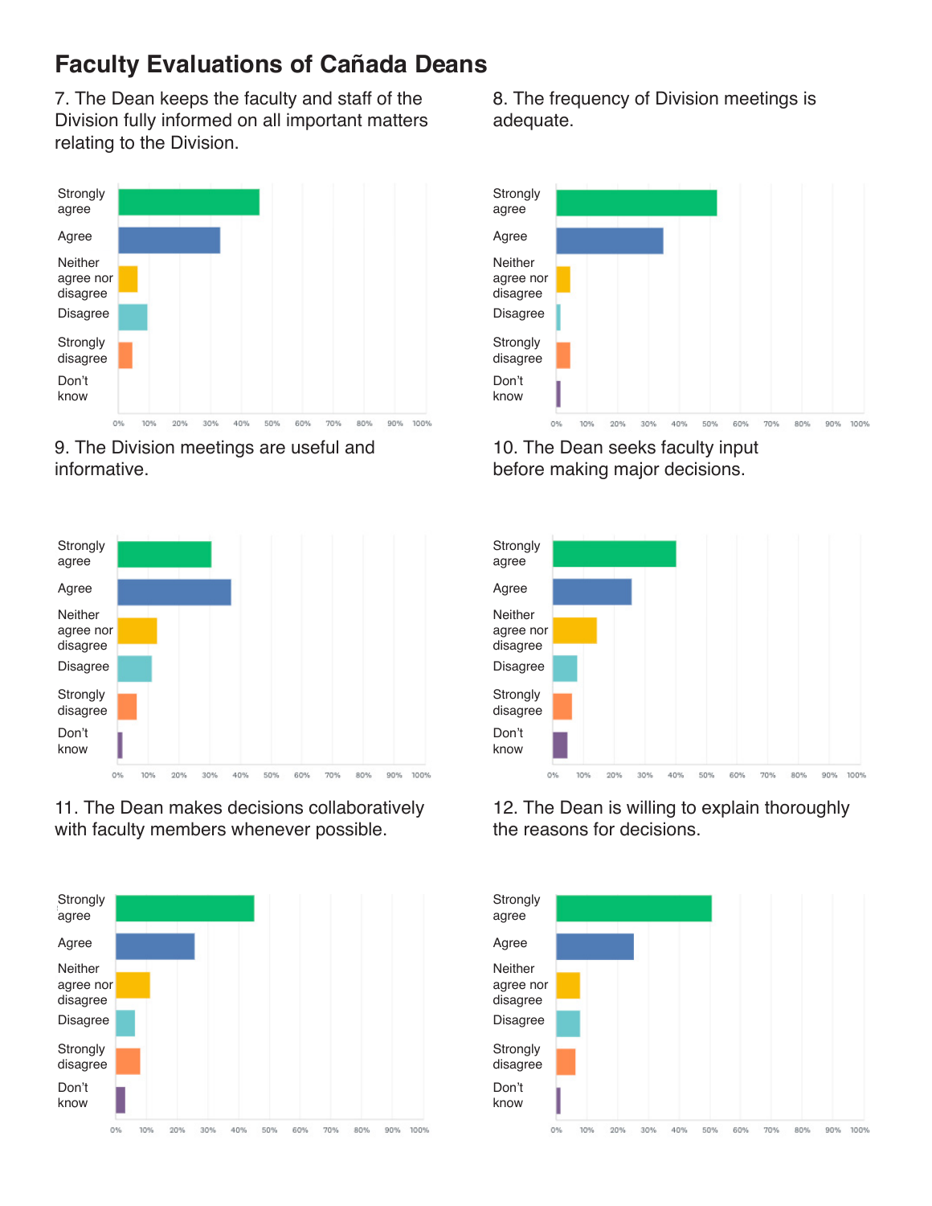# Faculty Evaluations of Cañada Deans

7. The Dean keeps the faculty and staff of the Division fully informed on all important matters relating to the Division.

Strongly agree
Agree
Neither agree nor disagree
Disagree
Strongly disagree
Don't know

0% 10% 20% 30% 40% 50% 60% 70% 80% 90% 100%

8. The frequency of Division meetings is adequate.

Strongly agree
Agree
Neither agree nor disagree
Disagree
Strongly disagree
Don't know

0% 10% 20% 30% 40% 50% 60% 70% 80% 90% 100%

9. The Division meetings are useful and informative.

Strongly agree
Agree
Neither agree nor disagree
Disagree
Strongly disagree
Don't know

0% 10% 20% 30% 40% 50% 60% 70% 80% 90% 100%

10. The Dean seeks faculty input before making major decisions.

Strongly agree
Agree
Neither agree nor disagree
Disagree
Strongly disagree
Don't know

0% 10% 20% 30% 40% 50% 60% 70% 80% 90% 100%

11. The Dean makes decisions collaboratively with faculty members whenever possible.

Strongly agree
Agree
Neither agree nor disagree
Disagree
Strongly disagree
Don't know

0% 10% 20% 30% 40% 50% 60% 70% 80% 90% 100%

12. The Dean is willing to explain thoroughly the reasons for decisions.

Strongly agree
Agree
Neither agree nor disagree
Disagree
Strongly disagree
Don't know

0% 10% 20% 30% 40% 50% 60% 70% 80% 90% 100%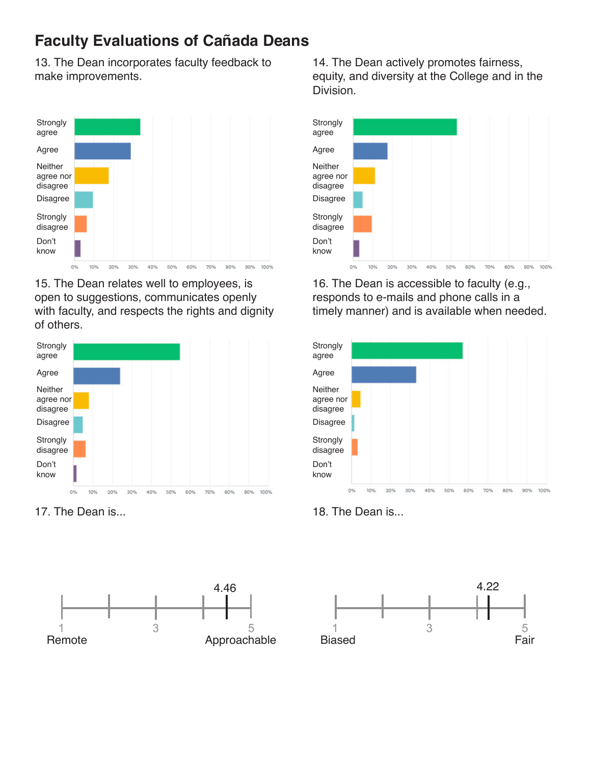# Faculty Evaluations of Cañada Deans

13. The Dean incorporates faculty feedback to make improvements.

Strongly agree
Agree
Neither agree nor disagree
Disagree
Strongly disagree
Don't know

0% 10% 20% 30% 40% 50% 60% 70% 80% 90% 100%

14. The Dean actively promotes fairness, equity, and diversity at the College and in the Division.

Strongly agree
Agree
Neither agree nor disagree
Disagree
Strongly disagree
Don't know

0% 10% 20% 30% 40% 50% 60% 70% 80% 90% 100%

15. The Dean relates well to employees, is open to suggestions, communicates openly with faculty, and respects the rights and dignity of others.

Strongly agree
Agree
Neither agree nor disagree
Disagree
Strongly disagree
Don't know

0% 10% 20% 30% 40% 50% 60% 70% 80% 90% 100%

16. The Dean is accessible to faculty (e.g., responds to e-mails and phone calls in a timely manner) and is available when needed.

Strongly agree
Agree
Neither agree nor disagree
Disagree
Strongly disagree
Don't know

0% 10% 20% 30% 40% 50% 60% 70% 80% 90% 100%

17. The Dean is...

4.46

1 Remote — 3 — 5 Approachable

18. The Dean is...

4.22

1 Biased — 3 — 5 Fair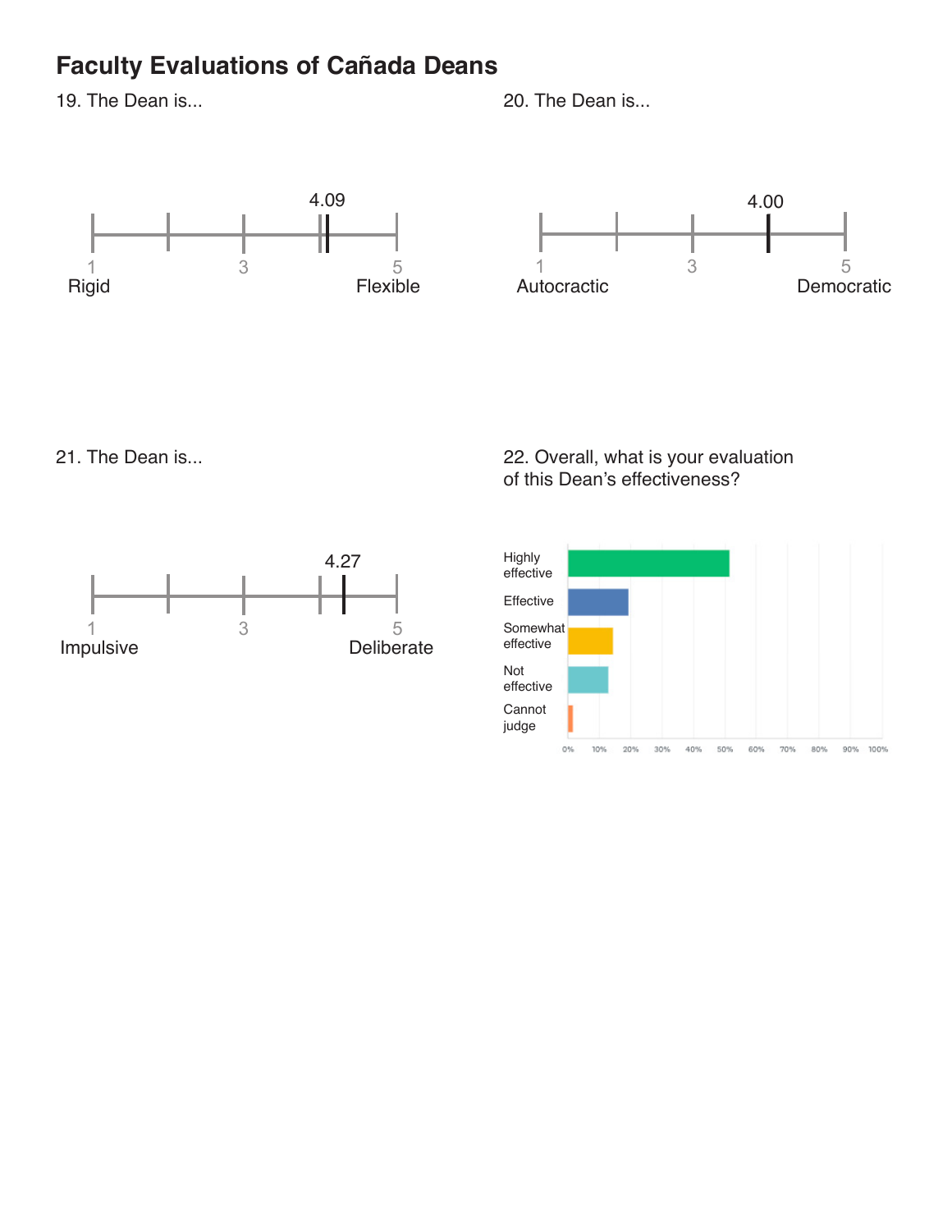# Faculty Evaluations of Cañada Deans

19. The Dean is...

4.09

1 3 5

Rigid Flexible

20. The Dean is...

4.00

1 3 5

Autocractic Democratic

21. The Dean is...

4.27

1 3 5

Impulsive Deliberate

22. Overall, what is your evaluation of this Dean's effectiveness?

Highly effective

Effective

Somewhat effective

Not effective

Cannot judge

0% 10% 20% 30% 40% 50% 60% 70% 80% 90% 100%